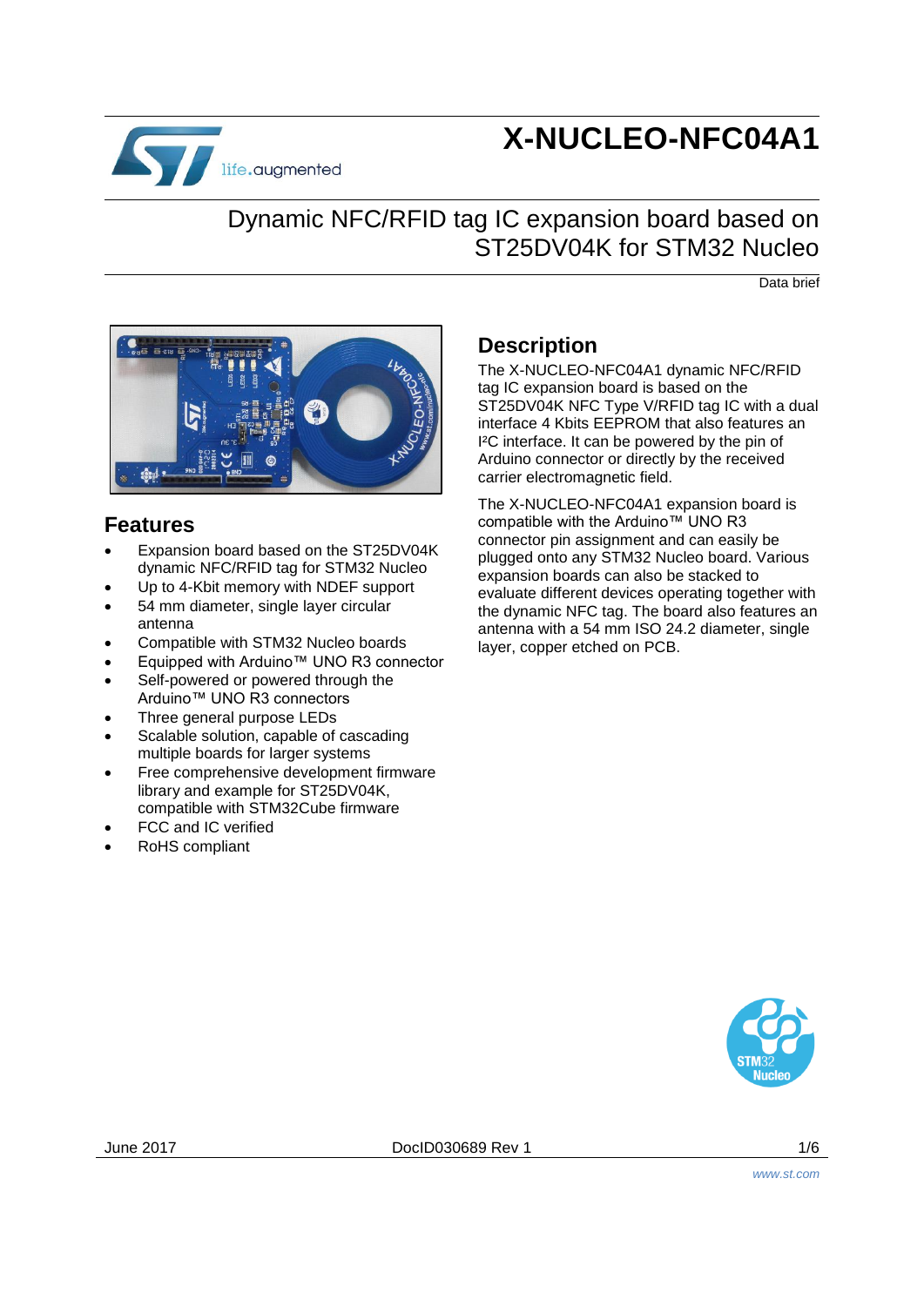# X-NUCLEO-NFC04A1

## Dynamic NFC/RFID tag IC expansion board based on ST25DV04K for STM32 Nucleo

Data brief

## Features

- Expansion board based on the ST25DV04K dynamic NFC/RFID tag for STM32 Nucleo
- Up to 4-Kbit memory with NDEF support
- 54 mm diameter, single layer circular antenna
- Compatible with STM32 Nucleo boards
- Equipped with Arduino™ UNO R3 connector
- Self-powered or powered through the Arduino™ UNO R3 connectors
- Three general purpose LEDs
- Scalable solution, capable of cascading multiple boards for larger systems
- Free comprehensive development firmware library and example for ST25DV04K, compatible with STM32Cube firmware
- FCC and IC verified
- RoHS compliant

## Description

The X-NUCLEO-NFC04A1 dynamic NFC/RFID tag IC expansion board is based on the ST25DV04K NFC Type V/RFID tag IC with a dual interface 4 Kbits EEPROM that also features an I²C interface. It can be powered by the pin of Arduino connector or directly by the received carrier electromagnetic field.

The X-NUCLEO-NFC04A1 expansion board is compatible with the Arduino™ UNO R3 connector pin assignment and can easily be plugged onto any STM32 Nucleo board. Various expansion boards can also be stacked to evaluate different devices operating together with the dynamic NFC tag. The board also features an antenna with a 54 mm ISO 24.2 diameter, single layer, copper etched on PCB.

June 2017 DocID030689 Rev 1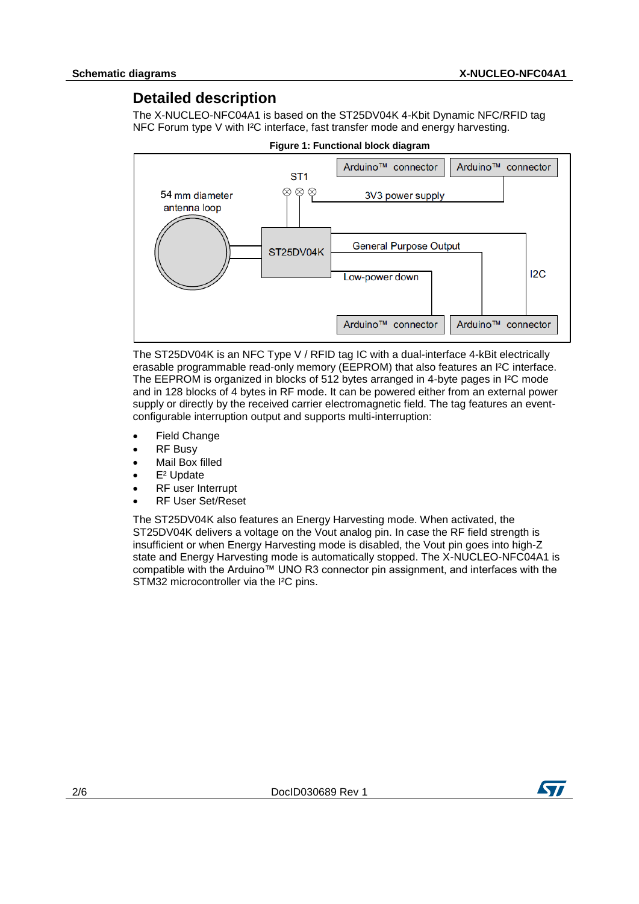## Detailed description

The X-NUCLEO-NFC04A1 is based on the ST25DV04K 4-Kbit Dynamic NFC/RFID tag NFC Forum type V with I²C interface, fast transfer mode and energy harvesting.

**Figure 1: Functional block diagram**

The ST25DV04K is an NFC Type V / RFID tag IC with a dual-interface 4-kBit electrically erasable programmable read-only memory (EEPROM) that also features an I²C interface. The EEPROM is organized in blocks of 512 bytes arranged in 4-byte pages in I²C mode and in 128 blocks of 4 bytes in RF mode. It can be powered either from an external power supply or directly by the received carrier electromagnetic field. The tag features an event-configurable interruption output and supports multi-interruption:

- Field Change
- RF Busy
- Mail Box filled
- E² Update
- RF user Interrupt
- RF User Set/Reset

The ST25DV04K also features an Energy Harvesting mode. When activated, the ST25DV04K delivers a voltage on the Vout analog pin. In case the RF field strength is insufficient or when Energy Harvesting mode is disabled, the Vout pin goes into high-Z state and Energy Harvesting mode is automatically stopped. The X-NUCLEO-NFC04A1 is compatible with the Arduino™ UNO R3 connector pin assignment, and interfaces with the STM32 microcontroller via the I²C pins.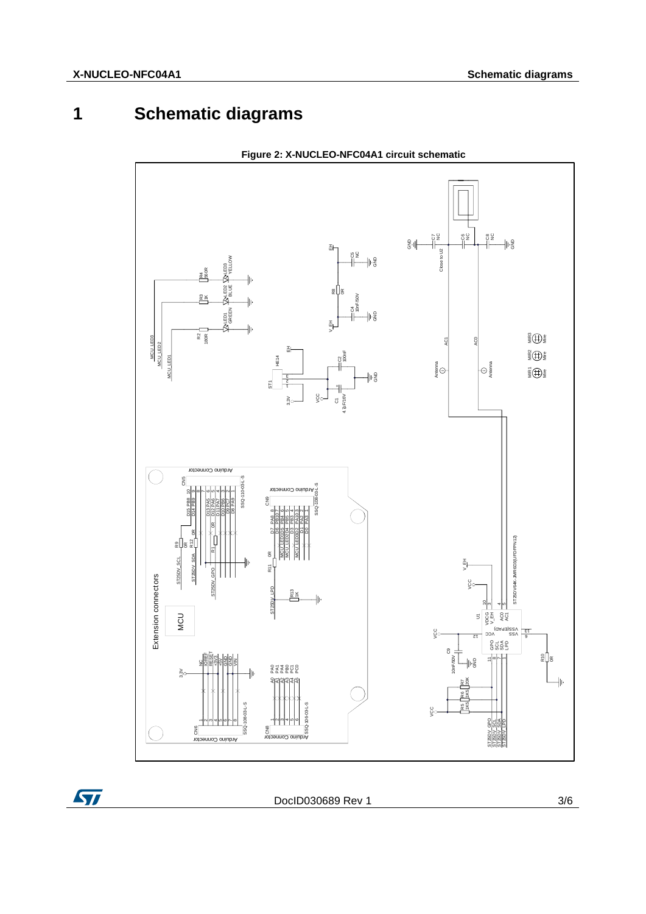# 1 Schematic diagrams

**Figure 2: X-NUCLEO-NFC04A1 circuit schematic**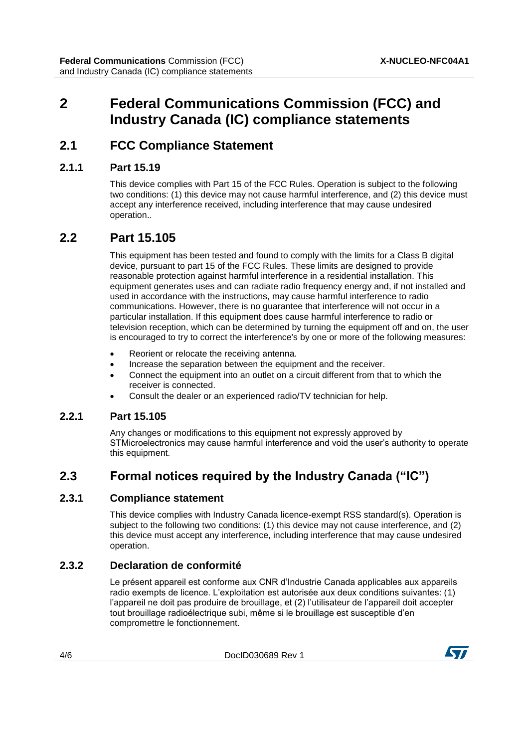# 2 Federal Communications Commission (FCC) and Industry Canada (IC) compliance statements

## 2.1 FCC Compliance Statement

### 2.1.1 Part 15.19

This device complies with Part 15 of the FCC Rules. Operation is subject to the following two conditions: (1) this device may not cause harmful interference, and (2) this device must accept any interference received, including interference that may cause undesired operation..

## 2.2 Part 15.105

This equipment has been tested and found to comply with the limits for a Class B digital device, pursuant to part 15 of the FCC Rules. These limits are designed to provide reasonable protection against harmful interference in a residential installation. This equipment generates uses and can radiate radio frequency energy and, if not installed and used in accordance with the instructions, may cause harmful interference to radio communications. However, there is no guarantee that interference will not occur in a particular installation. If this equipment does cause harmful interference to radio or television reception, which can be determined by turning the equipment off and on, the user is encouraged to try to correct the interference's by one or more of the following measures:

- Reorient or relocate the receiving antenna.
- Increase the separation between the equipment and the receiver.
- Connect the equipment into an outlet on a circuit different from that to which the receiver is connected.
- Consult the dealer or an experienced radio/TV technician for help.

### 2.2.1 Part 15.105

Any changes or modifications to this equipment not expressly approved by STMicroelectronics may cause harmful interference and void the user's authority to operate this equipment.

## 2.3 Formal notices required by the Industry Canada ("IC")

### 2.3.1 Compliance statement

This device complies with Industry Canada licence-exempt RSS standard(s). Operation is subject to the following two conditions: (1) this device may not cause interference, and (2) this device must accept any interference, including interference that may cause undesired operation.

### 2.3.2 Declaration de conformité

Le présent appareil est conforme aux CNR d'Industrie Canada applicables aux appareils radio exempts de licence. L'exploitation est autorisée aux deux conditions suivantes: (1) l'appareil ne doit pas produire de brouillage, et (2) l'utilisateur de l'appareil doit accepter tout brouillage radioélectrique subi, même si le brouillage est susceptible d'en compromettre le fonctionnement.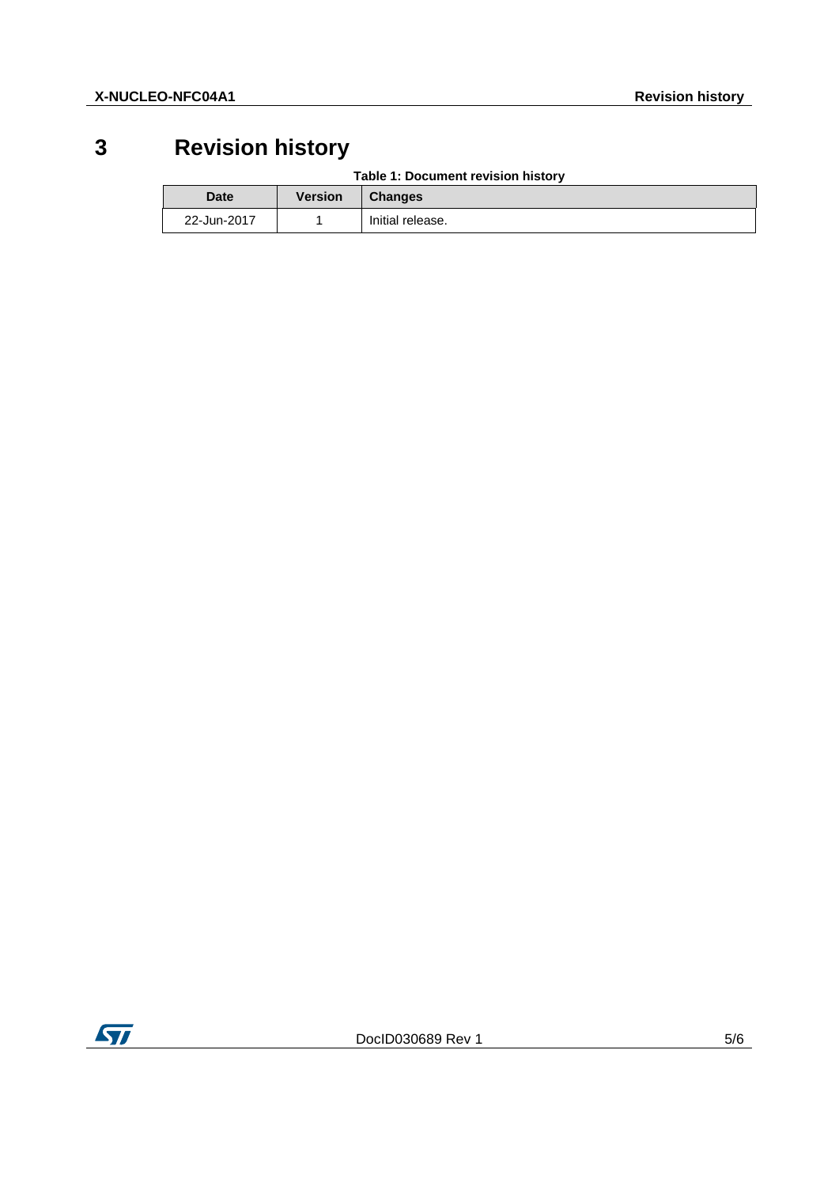# 3 Revision history

Table 1: Document revision history

| Date | Version | Changes |
|---|---|---|
| 22-Jun-2017 | 1 | Initial release. |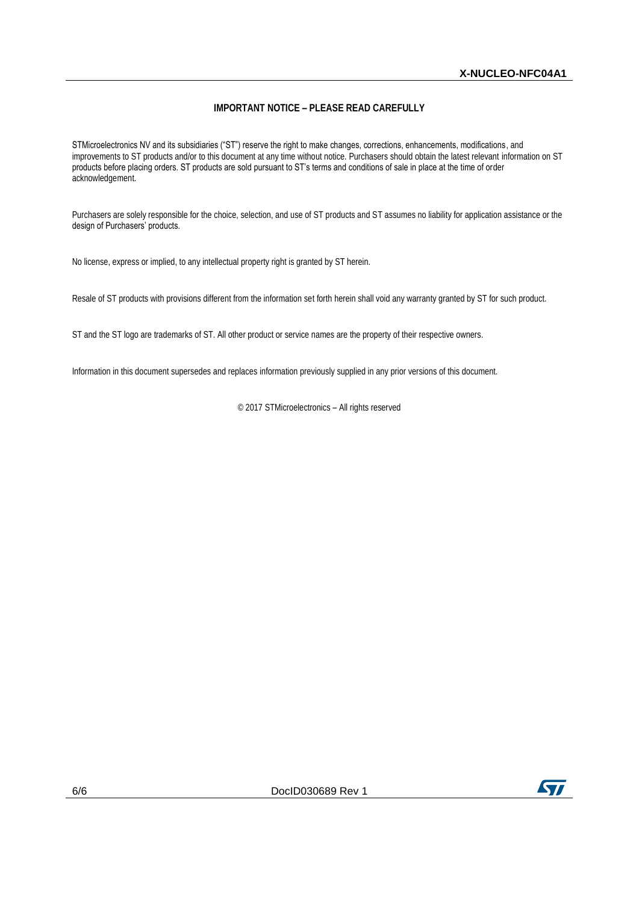**IMPORTANT NOTICE – PLEASE READ CAREFULLY**

STMicroelectronics NV and its subsidiaries ("ST") reserve the right to make changes, corrections, enhancements, modifications, and improvements to ST products and/or to this document at any time without notice. Purchasers should obtain the latest relevant information on ST products before placing orders. ST products are sold pursuant to ST's terms and conditions of sale in place at the time of order acknowledgement.

Purchasers are solely responsible for the choice, selection, and use of ST products and ST assumes no liability for application assistance or the design of Purchasers' products.

No license, express or implied, to any intellectual property right is granted by ST herein.

Resale of ST products with provisions different from the information set forth herein shall void any warranty granted by ST for such product.

ST and the ST logo are trademarks of ST. All other product or service names are the property of their respective owners.

Information in this document supersedes and replaces information previously supplied in any prior versions of this document.

© 2017 STMicroelectronics – All rights reserved